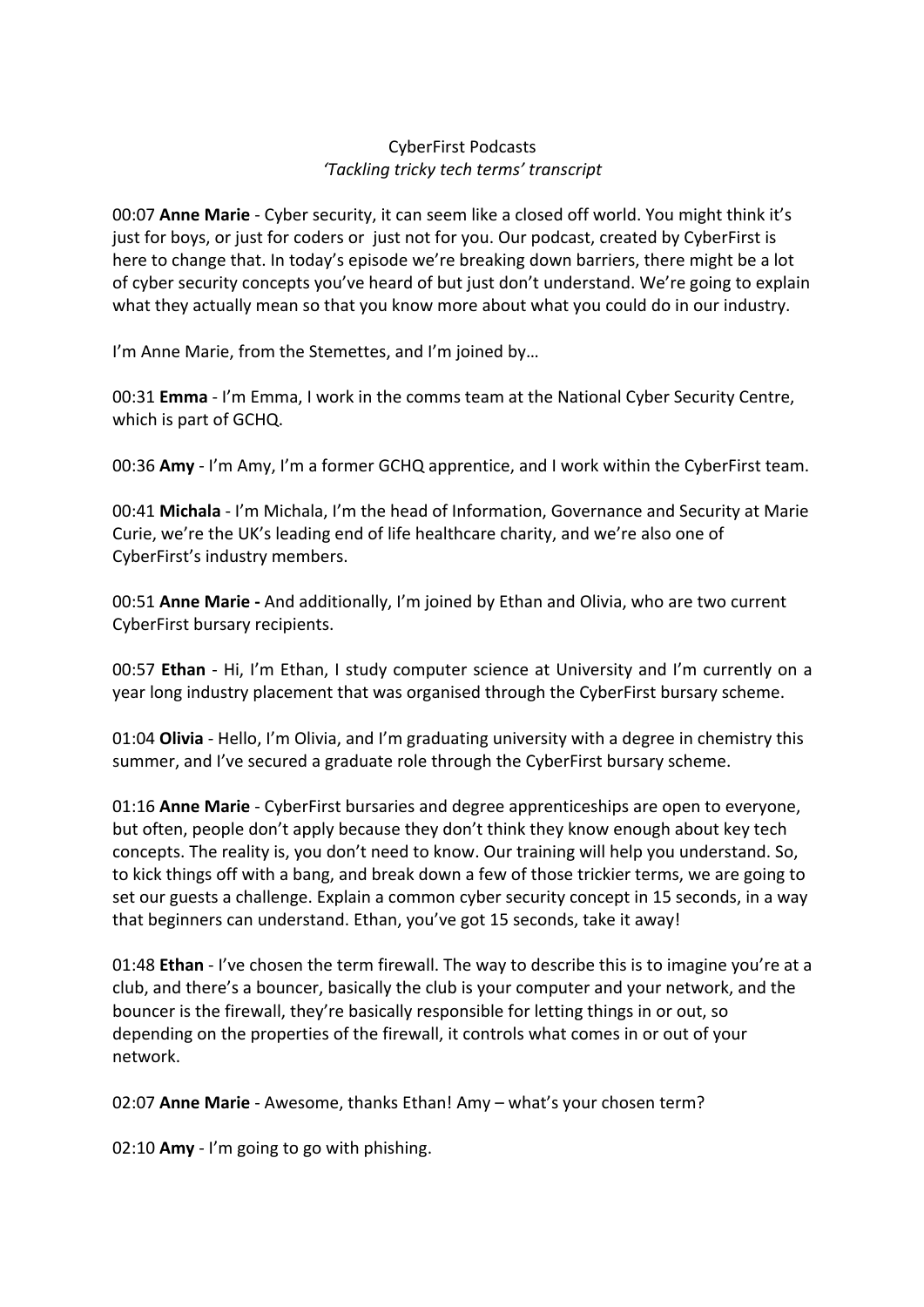CyberFirst Podcasts

*'Tackling tricky tech terms' transcript*

00:07 **Anne Marie** - Cyber security, it can seem like a closed off world. You might think it's just for boys, or just for coders or just not for you. Our podcast, created by CyberFirst is here to change that. In today's episode we're breaking down barriers, there might be a lot of cyber security concepts you've heard of but just don't understand. We're going to explain what they actually mean so that you know more about what you could do in our industry.

I'm Anne Marie, from the Stemettes, and I'm joined by…

00:31 **Emma** - I'm Emma, I work in the comms team at the National Cyber Security Centre, which is part of GCHQ.

00:36 **Amy** - I'm Amy, I'm a former GCHQ apprentice, and I work within the CyberFirst team.

00:41 **Michala** - I'm Michala, I'm the head of Information, Governance and Security at Marie Curie, we're the UK's leading end of life healthcare charity, and we're also one of CyberFirst's industry members.

00:51 **Anne Marie -** And additionally, I'm joined by Ethan and Olivia, who are two current CyberFirst bursary recipients.

00:57 **Ethan** - Hi, I'm Ethan, I study computer science at University and I'm currently on a year long industry placement that was organised through the CyberFirst bursary scheme.

01:04 **Olivia** - Hello, I'm Olivia, and I'm graduating university with a degree in chemistry this summer, and I've secured a graduate role through the CyberFirst bursary scheme.

01:16 **Anne Marie** - CyberFirst bursaries and degree apprenticeships are open to everyone, but often, people don't apply because they don't think they know enough about key tech concepts. The reality is, you don't need to know. Our training will help you understand. So, to kick things off with a bang, and break down a few of those trickier terms, we are going to set our guests a challenge. Explain a common cyber security concept in 15 seconds, in a way that beginners can understand. Ethan, you've got 15 seconds, take it away!

01:48 **Ethan** - I've chosen the term firewall. The way to describe this is to imagine you're at a club, and there's a bouncer, basically the club is your computer and your network, and the bouncer is the firewall, they're basically responsible for letting things in or out, so depending on the properties of the firewall, it controls what comes in or out of your network.

02:07 **Anne Marie** - Awesome, thanks Ethan! Amy – what's your chosen term?

02:10 **Amy** - I'm going to go with phishing.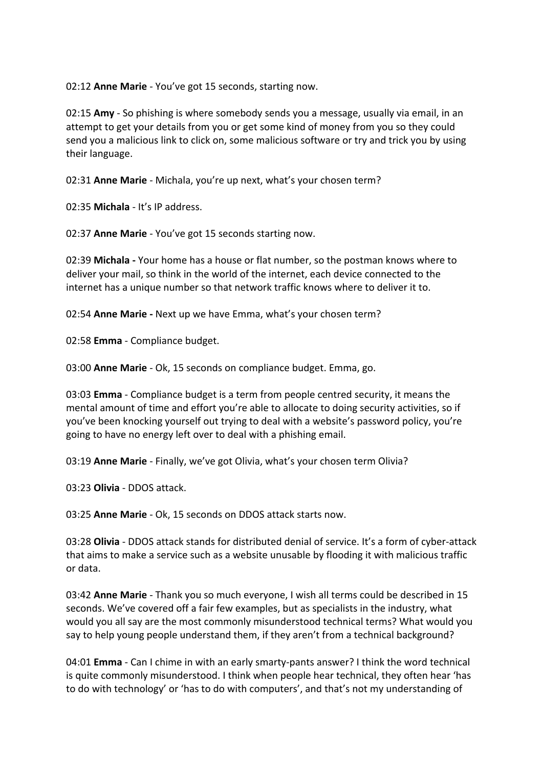02:12 **Anne Marie** - You've got 15 seconds, starting now.

02:15 **Amy** - So phishing is where somebody sends you a message, usually via email, in an attempt to get your details from you or get some kind of money from you so they could send you a malicious link to click on, some malicious software or try and trick you by using their language.

02:31 **Anne Marie** - Michala, you're up next, what's your chosen term?

02:35 **Michala** - It's IP address.

02:37 **Anne Marie** - You've got 15 seconds starting now.

02:39 **Michala -** Your home has a house or flat number, so the postman knows where to deliver your mail, so think in the world of the internet, each device connected to the internet has a unique number so that network traffic knows where to deliver it to.

02:54 **Anne Marie -** Next up we have Emma, what's your chosen term?

02:58 **Emma** - Compliance budget.

03:00 **Anne Marie** - Ok, 15 seconds on compliance budget. Emma, go.

03:03 **Emma** - Compliance budget is a term from people centred security, it means the mental amount of time and effort you're able to allocate to doing security activities, so if you've been knocking yourself out trying to deal with a website's password policy, you're going to have no energy left over to deal with a phishing email.

03:19 **Anne Marie** - Finally, we've got Olivia, what's your chosen term Olivia?

03:23 **Olivia** - DDOS attack.

03:25 **Anne Marie** - Ok, 15 seconds on DDOS attack starts now.

03:28 **Olivia** - DDOS attack stands for distributed denial of service. It's a form of cyber-attack that aims to make a service such as a website unusable by flooding it with malicious traffic or data.

03:42 **Anne Marie** - Thank you so much everyone, I wish all terms could be described in 15 seconds. We've covered off a fair few examples, but as specialists in the industry, what would you all say are the most commonly misunderstood technical terms? What would you say to help young people understand them, if they aren't from a technical background?

04:01 **Emma** - Can I chime in with an early smarty-pants answer? I think the word technical is quite commonly misunderstood. I think when people hear technical, they often hear 'has to do with technology' or 'has to do with computers', and that's not my understanding of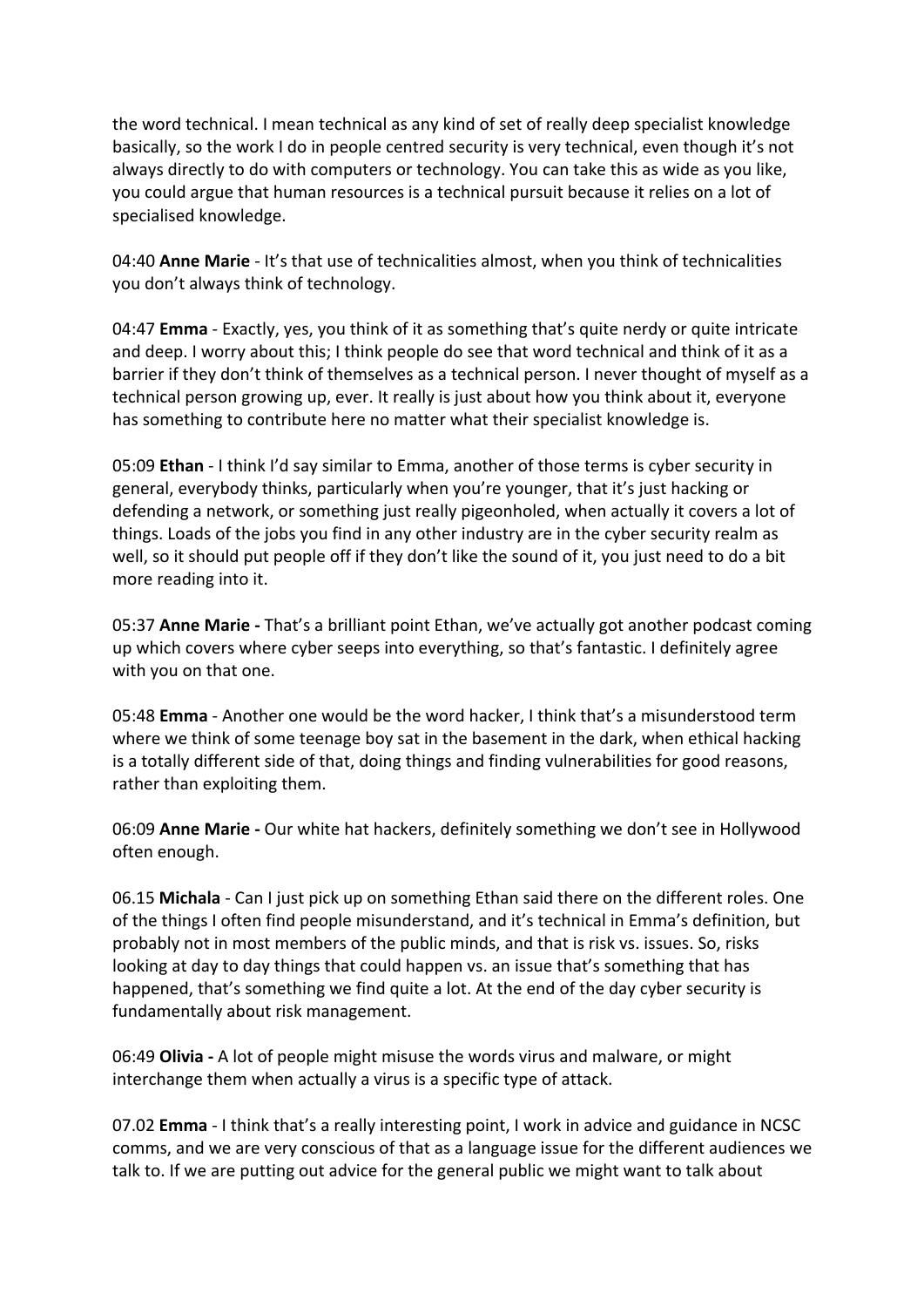the word technical. I mean technical as any kind of set of really deep specialist knowledge basically, so the work I do in people centred security is very technical, even though it's not always directly to do with computers or technology. You can take this as wide as you like, you could argue that human resources is a technical pursuit because it relies on a lot of specialised knowledge.

04:40 **Anne Marie** - It's that use of technicalities almost, when you think of technicalities you don't always think of technology.

04:47 **Emma** - Exactly, yes, you think of it as something that's quite nerdy or quite intricate and deep. I worry about this; I think people do see that word technical and think of it as a barrier if they don't think of themselves as a technical person. I never thought of myself as a technical person growing up, ever. It really is just about how you think about it, everyone has something to contribute here no matter what their specialist knowledge is.

05:09 **Ethan** - I think I'd say similar to Emma, another of those terms is cyber security in general, everybody thinks, particularly when you're younger, that it's just hacking or defending a network, or something just really pigeonholed, when actually it covers a lot of things. Loads of the jobs you find in any other industry are in the cyber security realm as well, so it should put people off if they don't like the sound of it, you just need to do a bit more reading into it.

05:37 **Anne Marie -** That's a brilliant point Ethan, we've actually got another podcast coming up which covers where cyber seeps into everything, so that's fantastic. I definitely agree with you on that one.

05:48 **Emma** - Another one would be the word hacker, I think that's a misunderstood term where we think of some teenage boy sat in the basement in the dark, when ethical hacking is a totally different side of that, doing things and finding vulnerabilities for good reasons, rather than exploiting them.

06:09 **Anne Marie -** Our white hat hackers, definitely something we don't see in Hollywood often enough.

06.15 **Michala** - Can I just pick up on something Ethan said there on the different roles. One of the things I often find people misunderstand, and it's technical in Emma's definition, but probably not in most members of the public minds, and that is risk vs. issues. So, risks looking at day to day things that could happen vs. an issue that's something that has happened, that's something we find quite a lot. At the end of the day cyber security is fundamentally about risk management.

06:49 **Olivia -** A lot of people might misuse the words virus and malware, or might interchange them when actually a virus is a specific type of attack.

07.02 **Emma** - I think that's a really interesting point, I work in advice and guidance in NCSC comms, and we are very conscious of that as a language issue for the different audiences we talk to. If we are putting out advice for the general public we might want to talk about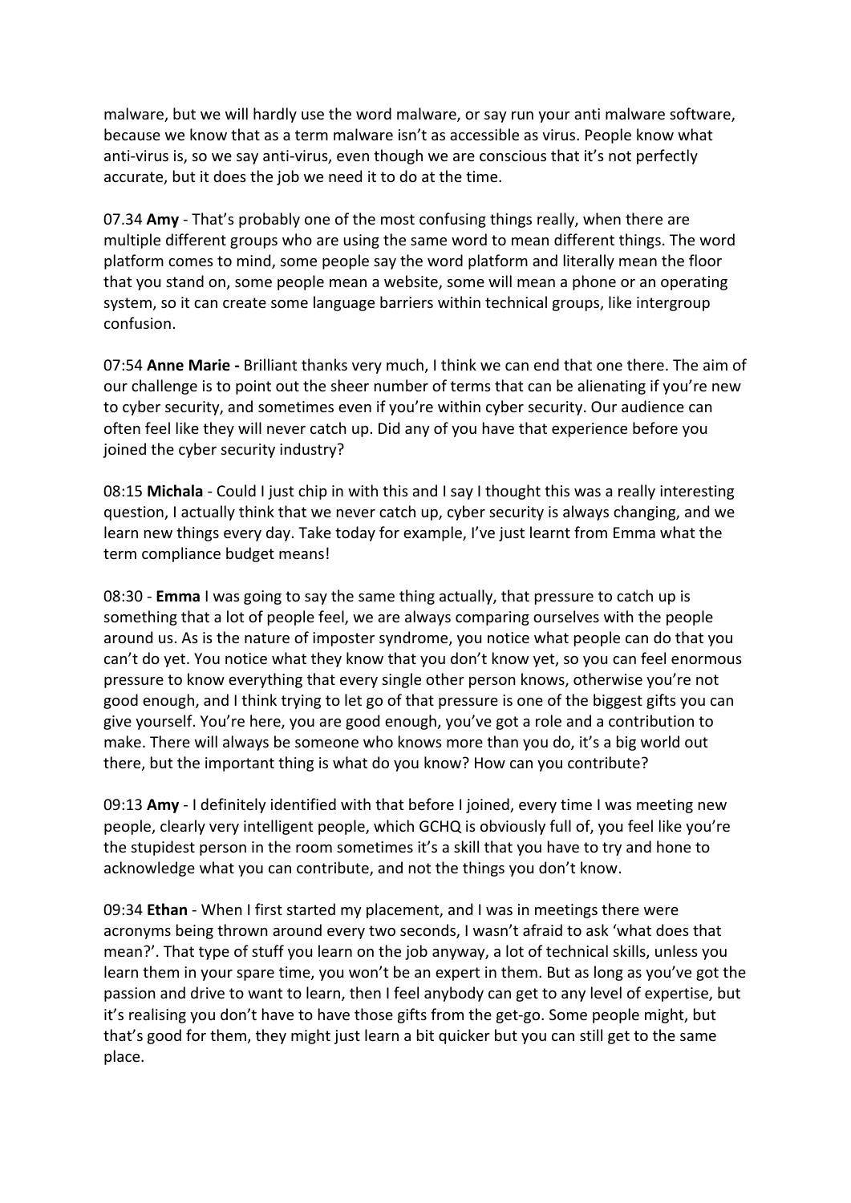malware, but we will hardly use the word malware, or say run your anti malware software, because we know that as a term malware isn't as accessible as virus. People know what anti-virus is, so we say anti-virus, even though we are conscious that it's not perfectly accurate, but it does the job we need it to do at the time.

07.34 **Amy** - That's probably one of the most confusing things really, when there are multiple different groups who are using the same word to mean different things. The word platform comes to mind, some people say the word platform and literally mean the floor that you stand on, some people mean a website, some will mean a phone or an operating system, so it can create some language barriers within technical groups, like intergroup confusion.

07:54 **Anne Marie -** Brilliant thanks very much, I think we can end that one there. The aim of our challenge is to point out the sheer number of terms that can be alienating if you're new to cyber security, and sometimes even if you're within cyber security. Our audience can often feel like they will never catch up. Did any of you have that experience before you joined the cyber security industry?

08:15 **Michala** - Could I just chip in with this and I say I thought this was a really interesting question, I actually think that we never catch up, cyber security is always changing, and we learn new things every day. Take today for example, I've just learnt from Emma what the term compliance budget means!

08:30 - **Emma** I was going to say the same thing actually, that pressure to catch up is something that a lot of people feel, we are always comparing ourselves with the people around us. As is the nature of imposter syndrome, you notice what people can do that you can't do yet. You notice what they know that you don't know yet, so you can feel enormous pressure to know everything that every single other person knows, otherwise you're not good enough, and I think trying to let go of that pressure is one of the biggest gifts you can give yourself. You're here, you are good enough, you've got a role and a contribution to make. There will always be someone who knows more than you do, it's a big world out there, but the important thing is what do you know? How can you contribute?

09:13 **Amy** - I definitely identified with that before I joined, every time I was meeting new people, clearly very intelligent people, which GCHQ is obviously full of, you feel like you're the stupidest person in the room sometimes it's a skill that you have to try and hone to acknowledge what you can contribute, and not the things you don't know.

09:34 **Ethan** - When I first started my placement, and I was in meetings there were acronyms being thrown around every two seconds, I wasn't afraid to ask 'what does that mean?'. That type of stuff you learn on the job anyway, a lot of technical skills, unless you learn them in your spare time, you won't be an expert in them. But as long as you've got the passion and drive to want to learn, then I feel anybody can get to any level of expertise, but it's realising you don't have to have those gifts from the get-go. Some people might, but that's good for them, they might just learn a bit quicker but you can still get to the same place.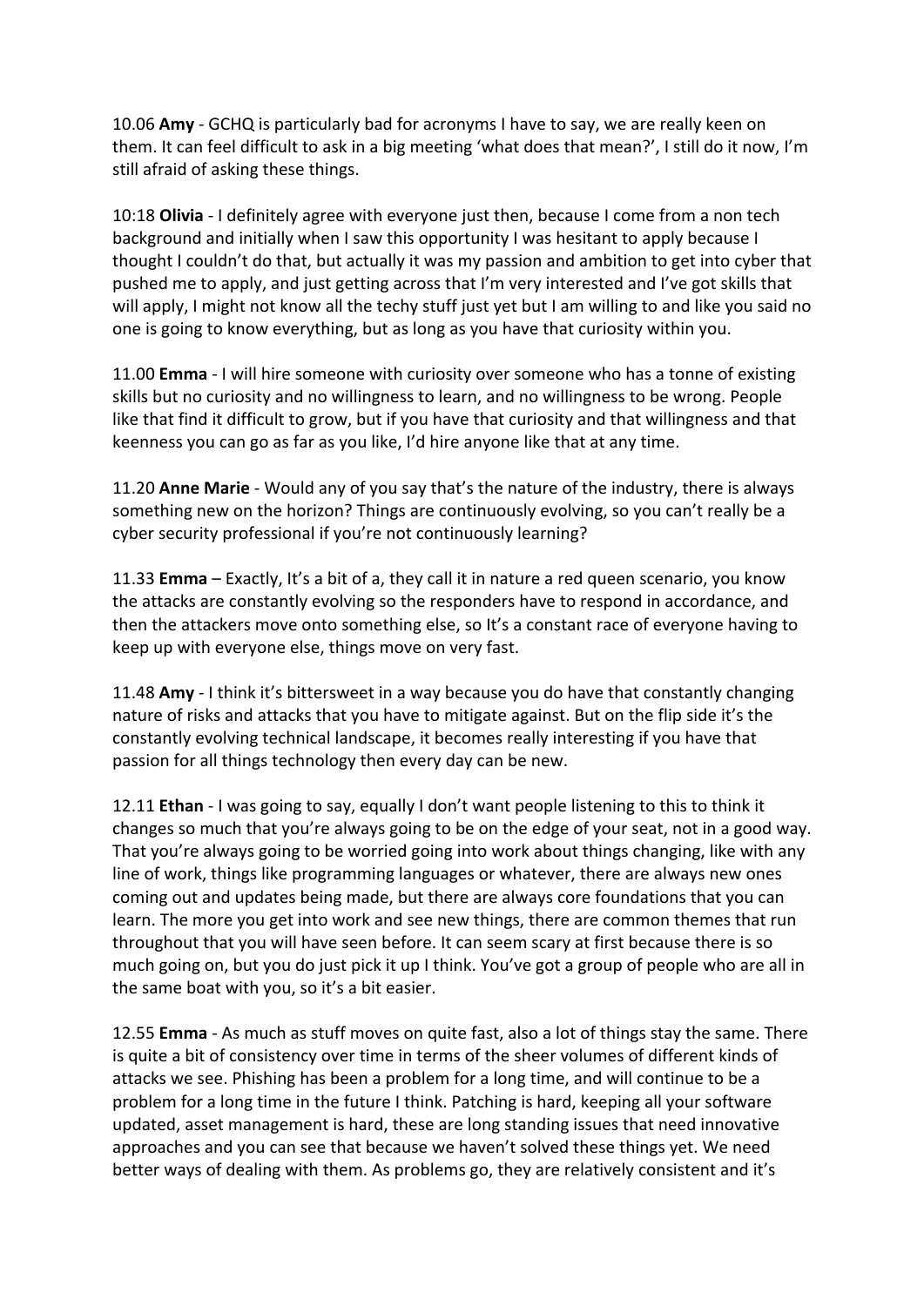10.06 **Amy** - GCHQ is particularly bad for acronyms I have to say, we are really keen on them. It can feel difficult to ask in a big meeting 'what does that mean?', I still do it now, I'm still afraid of asking these things.

10:18 **Olivia** - I definitely agree with everyone just then, because I come from a non tech background and initially when I saw this opportunity I was hesitant to apply because I thought I couldn't do that, but actually it was my passion and ambition to get into cyber that pushed me to apply, and just getting across that I'm very interested and I've got skills that will apply, I might not know all the techy stuff just yet but I am willing to and like you said no one is going to know everything, but as long as you have that curiosity within you.

11.00 **Emma** - I will hire someone with curiosity over someone who has a tonne of existing skills but no curiosity and no willingness to learn, and no willingness to be wrong. People like that find it difficult to grow, but if you have that curiosity and that willingness and that keenness you can go as far as you like, I'd hire anyone like that at any time.

11.20 **Anne Marie** - Would any of you say that's the nature of the industry, there is always something new on the horizon? Things are continuously evolving, so you can't really be a cyber security professional if you're not continuously learning?

11.33 **Emma** – Exactly, It's a bit of a, they call it in nature a red queen scenario, you know the attacks are constantly evolving so the responders have to respond in accordance, and then the attackers move onto something else, so It's a constant race of everyone having to keep up with everyone else, things move on very fast.

11.48 **Amy** - I think it's bittersweet in a way because you do have that constantly changing nature of risks and attacks that you have to mitigate against. But on the flip side it's the constantly evolving technical landscape, it becomes really interesting if you have that passion for all things technology then every day can be new.

12.11 **Ethan** - I was going to say, equally I don't want people listening to this to think it changes so much that you're always going to be on the edge of your seat, not in a good way. That you're always going to be worried going into work about things changing, like with any line of work, things like programming languages or whatever, there are always new ones coming out and updates being made, but there are always core foundations that you can learn. The more you get into work and see new things, there are common themes that run throughout that you will have seen before. It can seem scary at first because there is so much going on, but you do just pick it up I think. You've got a group of people who are all in the same boat with you, so it's a bit easier.

12.55 **Emma** - As much as stuff moves on quite fast, also a lot of things stay the same. There is quite a bit of consistency over time in terms of the sheer volumes of different kinds of attacks we see. Phishing has been a problem for a long time, and will continue to be a problem for a long time in the future I think. Patching is hard, keeping all your software updated, asset management is hard, these are long standing issues that need innovative approaches and you can see that because we haven't solved these things yet. We need better ways of dealing with them. As problems go, they are relatively consistent and it's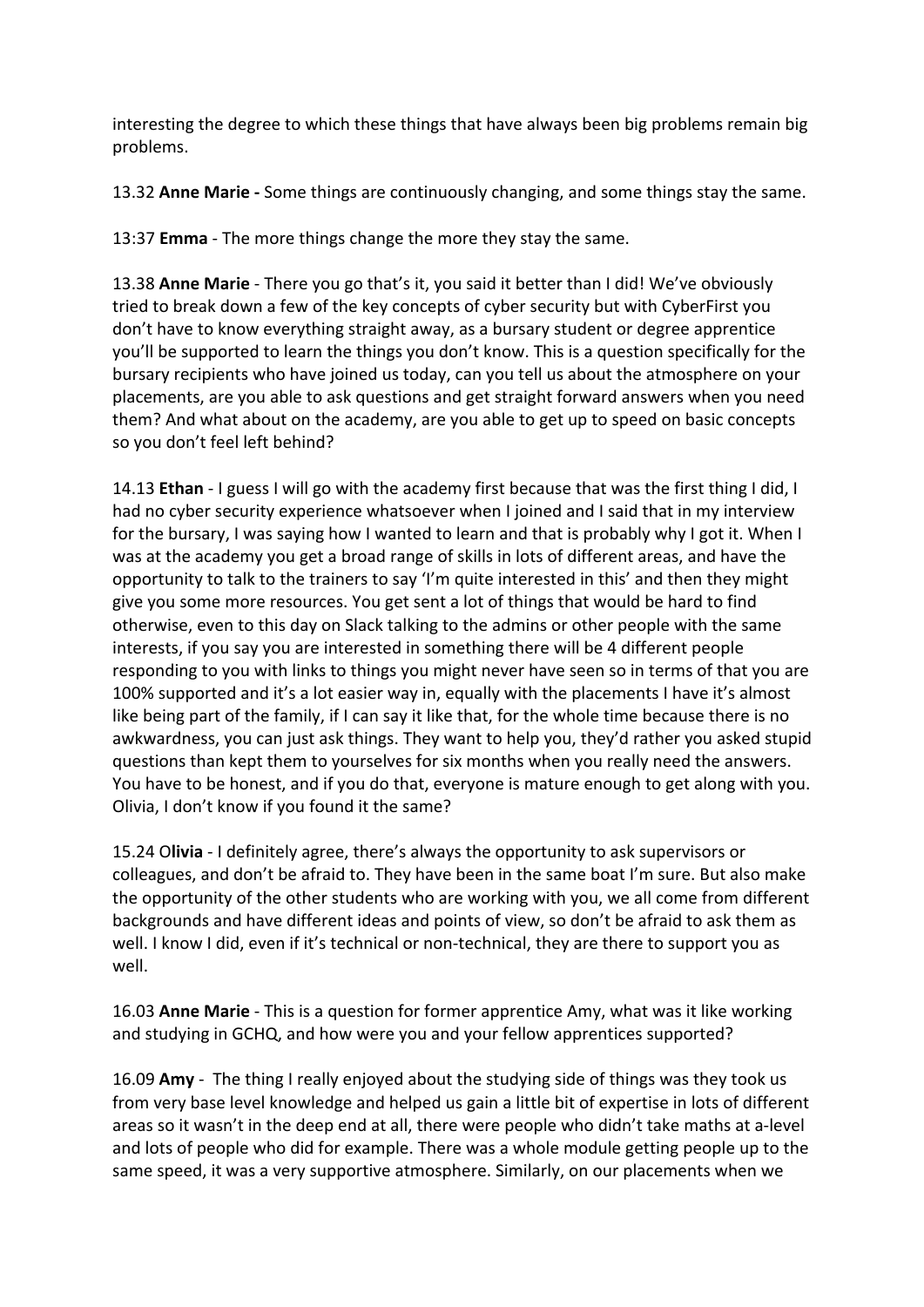interesting the degree to which these things that have always been big problems remain big problems.

13.32 **Anne Marie -** Some things are continuously changing, and some things stay the same.

13:37 **Emma** - The more things change the more they stay the same.

13.38 **Anne Marie** - There you go that's it, you said it better than I did! We've obviously tried to break down a few of the key concepts of cyber security but with CyberFirst you don't have to know everything straight away, as a bursary student or degree apprentice you'll be supported to learn the things you don't know. This is a question specifically for the bursary recipients who have joined us today, can you tell us about the atmosphere on your placements, are you able to ask questions and get straight forward answers when you need them? And what about on the academy, are you able to get up to speed on basic concepts so you don't feel left behind?

14.13 **Ethan** - I guess I will go with the academy first because that was the first thing I did, I had no cyber security experience whatsoever when I joined and I said that in my interview for the bursary, I was saying how I wanted to learn and that is probably why I got it. When I was at the academy you get a broad range of skills in lots of different areas, and have the opportunity to talk to the trainers to say 'I'm quite interested in this' and then they might give you some more resources. You get sent a lot of things that would be hard to find otherwise, even to this day on Slack talking to the admins or other people with the same interests, if you say you are interested in something there will be 4 different people responding to you with links to things you might never have seen so in terms of that you are 100% supported and it's a lot easier way in, equally with the placements I have it's almost like being part of the family, if I can say it like that, for the whole time because there is no awkwardness, you can just ask things. They want to help you, they'd rather you asked stupid questions than kept them to yourselves for six months when you really need the answers. You have to be honest, and if you do that, everyone is mature enough to get along with you. Olivia, I don't know if you found it the same?

15.24 O**livia** - I definitely agree, there's always the opportunity to ask supervisors or colleagues, and don't be afraid to. They have been in the same boat I'm sure. But also make the opportunity of the other students who are working with you, we all come from different backgrounds and have different ideas and points of view, so don't be afraid to ask them as well. I know I did, even if it's technical or non-technical, they are there to support you as well.

16.03 **Anne Marie** - This is a question for former apprentice Amy, what was it like working and studying in GCHQ, and how were you and your fellow apprentices supported?

16.09 **Amy** - The thing I really enjoyed about the studying side of things was they took us from very base level knowledge and helped us gain a little bit of expertise in lots of different areas so it wasn't in the deep end at all, there were people who didn't take maths at a-level and lots of people who did for example. There was a whole module getting people up to the same speed, it was a very supportive atmosphere. Similarly, on our placements when we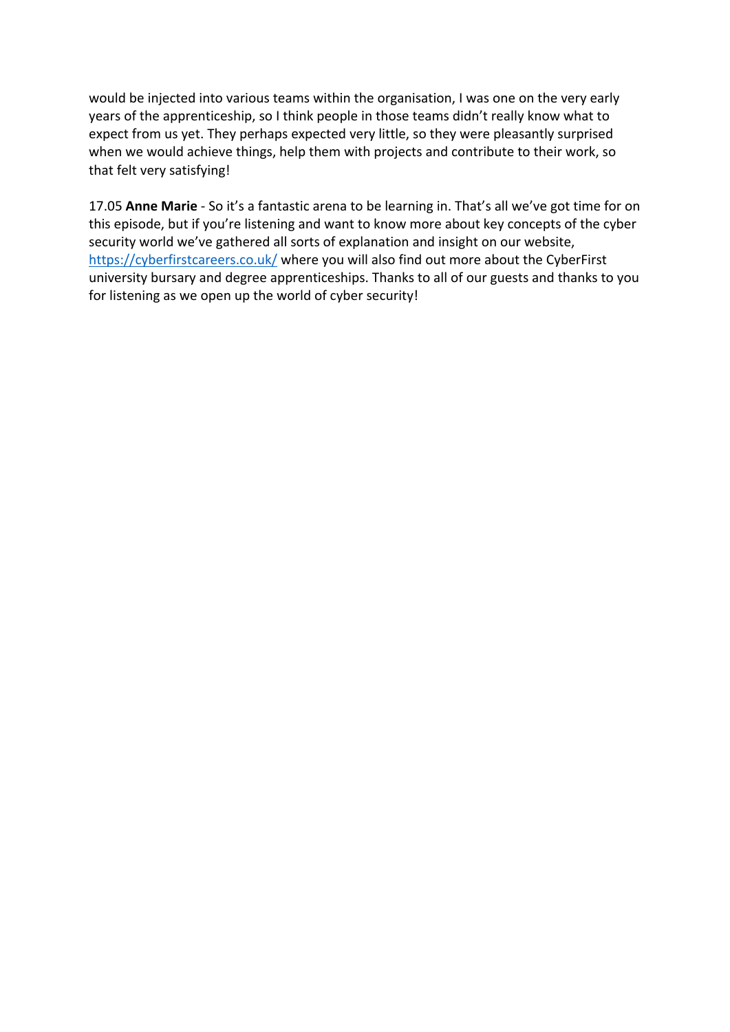would be injected into various teams within the organisation, I was one on the very early years of the apprenticeship, so I think people in those teams didn't really know what to expect from us yet. They perhaps expected very little, so they were pleasantly surprised when we would achieve things, help them with projects and contribute to their work, so that felt very satisfying!

17.05 **Anne Marie** - So it's a fantastic arena to be learning in. That's all we've got time for on this episode, but if you're listening and want to know more about key concepts of the cyber security world we've gathered all sorts of explanation and insight on our website, [https://cyberfirstcareers.co.uk/](https://cyberfirstcareers.co.uk/) where you will also find out more about the CyberFirst university bursary and degree apprenticeships. Thanks to all of our guests and thanks to you for listening as we open up the world of cyber security!